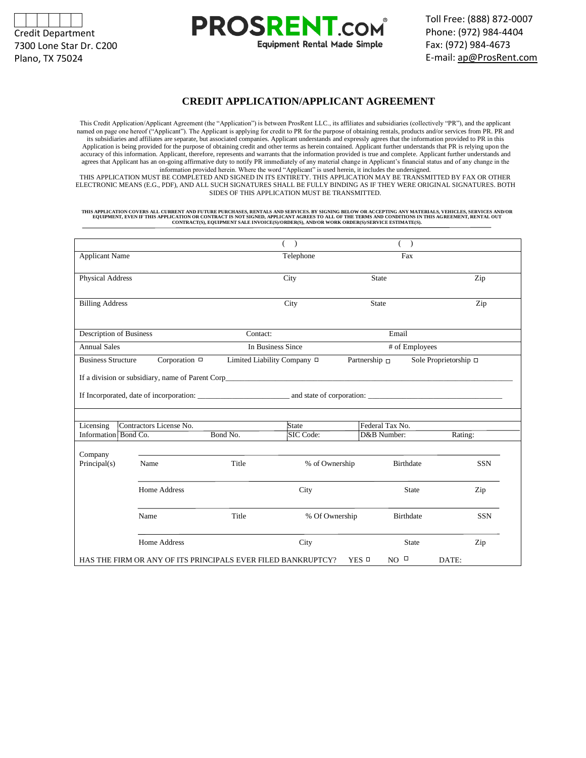Credit Department
7300 Lone Star Dr. C200
Plano, TX 75024

**PROSRENT.COM®**
Equipment Rental Made Simple

Toll Free: (888) 872-0007
Phone: (972) 984-4404
Fax: (972) 984-4673
E-mail: ap@ProsRent.com

# CREDIT APPLICATION/APPLICANT AGREEMENT

This Credit Application/Applicant Agreement (the "Application") is between ProsRent LLC., its affiliates and subsidiaries (collectively "PR"), and the applicant named on page one hereof ("Applicant"). The Applicant is applying for credit to PR for the purpose of obtaining rentals, products and/or services from PR. PR and its subsidiaries and affiliates are separate, but associated companies. Applicant understands and expressly agrees that the information provided to PR in this Application is being provided for the purpose of obtaining credit and other terms as herein contained. Applicant further understands that PR is relying upon the accuracy of this information. Applicant, therefore, represents and warrants that the information provided is true and complete. Applicant further understands and agrees that Applicant has an on-going affirmative duty to notify PR immediately of any material change in Applicant's financial status and of any change in the information provided herein. Where the word "Applicant" is used herein, it includes the undersigned.

THIS APPLICATION MUST BE COMPLETED AND SIGNED IN ITS ENTIRETY. THIS APPLICATION MAY BE TRANSMITTED BY FAX OR OTHER ELECTRONIC MEANS (E.G., PDF), AND ALL SUCH SIGNATURES SHALL BE FULLY BINDING AS IF THEY WERE ORIGINAL SIGNATURES. BOTH SIDES OF THIS APPLICATION MUST BE TRANSMITTED.

**THIS APPLICATION COVERS ALL CURRENT AND FUTURE PURCHASES, RENTALS AND SERVICES. BY SIGNING BELOW OR ACCEPTING ANY MATERIALS, VEHICLES, SERVICES AND/OR EQUIPMENT, EVEN IF THIS APPLICATION OR CONTRACT IS NOT SIGNED, APPLICANT AGREES TO ALL OF THE TERMS AND CONDITIONS IN THIS AGREEMENT, RENTAL OUT CONTRACT(S), EQUIPMENT SALE INVOICE(S)/ORDER(S), AND/OR WORK ORDER(S)/SERVICE ESTIMATE(S).**

| | | | |
|---|---|---|---|
| Applicant Name | Telephone ( ) | Fax ( ) | |
| Physical Address | City | State | Zip |
| Billing Address | City | State | Zip |
| Description of Business | Contact: | Email | |
| Annual Sales | In Business Since | # of Employees | |

Business Structure: Corporation ☐ Limited Liability Company ☐ Partnership ☐ Sole Proprietorship ☐

If a division or subsidiary, name of Parent Corp________________________________

If Incorporated, date of incorporation: ____________________ and state of corporation: ____________________

| Licensing Information | | | | |
|---|---|---|---|---|
| Contractors License No. | | State | Federal Tax No. | |
| Bond Co. | Bond No. | SIC Code: | D&B Number: | Rating: |

Company Principal(s)

| Name | Title | % of Ownership | Birthdate | SSN |
|---|---|---|---|---|
| Home Address | | City | State | Zip |
| Name | Title | % Of Ownership | Birthdate | SSN |
| Home Address | | City | State | Zip |

HAS THE FIRM OR ANY OF ITS PRINCIPALS EVER FILED BANKRUPTCY? YES ☐ NO ☐ DATE: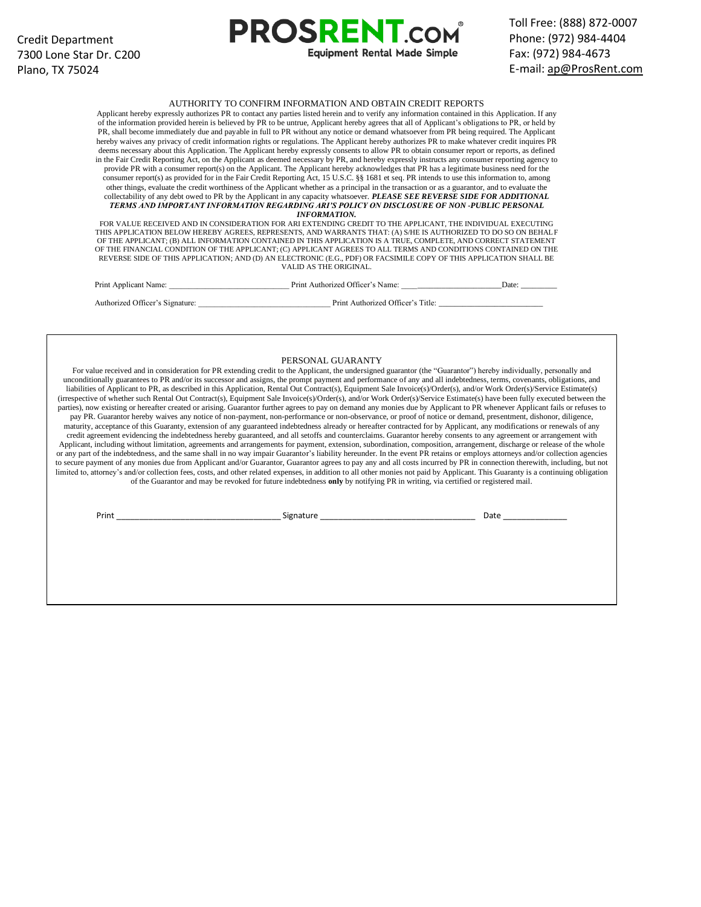Credit Department
7300 Lone Star Dr. C200
Plano, TX 75024

**PROSRENT.COM®**
Equipment Rental Made Simple

Toll Free: (888) 872-0007
Phone: (972) 984-4404
Fax: (972) 984-4673
E-mail: ap@ProsRent.com

## AUTHORITY TO CONFIRM INFORMATION AND OBTAIN CREDIT REPORTS

Applicant hereby expressly authorizes PR to contact any parties listed herein and to verify any information contained in this Application. If any of the information provided herein is believed by PR to be untrue, Applicant hereby agrees that all of Applicant's obligations to PR, or held by PR, shall become immediately due and payable in full to PR without any notice or demand whatsoever from PR being required. The Applicant hereby waives any privacy of credit information rights or regulations. The Applicant hereby authorizes PR to make whatever credit inquires PR deems necessary about this Application. The Applicant hereby expressly consents to allow PR to obtain consumer report or reports, as defined in the Fair Credit Reporting Act, on the Applicant as deemed necessary by PR, and hereby expressly instructs any consumer reporting agency to provide PR with a consumer report(s) on the Applicant. The Applicant hereby acknowledges that PR has a legitimate business need for the consumer report(s) as provided for in the Fair Credit Reporting Act, 15 U.S.C. §§ 1681 et seq. PR intends to use this information to, among other things, evaluate the credit worthiness of the Applicant whether as a principal in the transaction or as a guarantor, and to evaluate the collectability of any debt owed to PR by the Applicant in any capacity whatsoever. ***PLEASE SEE REVERSE SIDE FOR ADDITIONAL TERMS AND IMPORTANT INFORMATION REGARDING ARI'S POLICY ON DISCLOSURE OF NON -PUBLIC PERSONAL INFORMATION.***

FOR VALUE RECEIVED AND IN CONSIDERATION FOR ARI EXTENDING CREDIT TO THE APPLICANT, THE INDIVIDUAL EXECUTING THIS APPLICATION BELOW HEREBY AGREES, REPRESENTS, AND WARRANTS THAT: (A) S/HE IS AUTHORIZED TO DO SO ON BEHALF OF THE APPLICANT; (B) ALL INFORMATION CONTAINED IN THIS APPLICATION IS A TRUE, COMPLETE, AND CORRECT STATEMENT OF THE FINANCIAL CONDITION OF THE APPLICANT; (C) APPLICANT AGREES TO ALL TERMS AND CONDITIONS CONTAINED ON THE REVERSE SIDE OF THIS APPLICATION; AND (D) AN ELECTRONIC (E.G., PDF) OR FACSIMILE COPY OF THIS APPLICATION SHALL BE VALID AS THE ORIGINAL.

Print Applicant Name: ____________________________ Print Authorized Officer's Name: _________________________Date: _________

Authorized Officer's Signature: ________________________________ Print Authorized Officer's Title: _________________________

## PERSONAL GUARANTY

For value received and in consideration for PR extending credit to the Applicant, the undersigned guarantor (the "Guarantor") hereby individually, personally and unconditionally guarantees to PR and/or its successor and assigns, the prompt payment and performance of any and all indebtedness, terms, covenants, obligations, and liabilities of Applicant to PR, as described in this Application, Rental Out Contract(s), Equipment Sale Invoice(s)/Order(s), and/or Work Order(s)/Service Estimate(s) (irrespective of whether such Rental Out Contract(s), Equipment Sale Invoice(s)/Order(s), and/or Work Order(s)/Service Estimate(s) have been fully executed between the parties), now existing or hereafter created or arising. Guarantor further agrees to pay on demand any monies due by Applicant to PR whenever Applicant fails or refuses to pay PR. Guarantor hereby waives any notice of non-payment, non-performance or non-observance, or proof of notice or demand, presentment, dishonor, diligence, maturity, acceptance of this Guaranty, extension of any guaranteed indebtedness already or hereafter contracted for by Applicant, any modifications or renewals of any credit agreement evidencing the indebtedness hereby guaranteed, and all setoffs and counterclaims. Guarantor hereby consents to any agreement or arrangement with Applicant, including without limitation, agreements and arrangements for payment, extension, subordination, composition, arrangement, discharge or release of the whole or any part of the indebtedness, and the same shall in no way impair Guarantor's liability hereunder. In the event PR retains or employs attorneys and/or collection agencies to secure payment of any monies due from Applicant and/or Guarantor, Guarantor agrees to pay any and all costs incurred by PR in connection therewith, including, but not limited to, attorney's and/or collection fees, costs, and other related expenses, in addition to all other monies not paid by Applicant. This Guaranty is a continuing obligation of the Guarantor and may be revoked for future indebtedness **only** by notifying PR in writing, via certified or registered mail.

Print ___________________________________ Signature _________________________________ Date ______________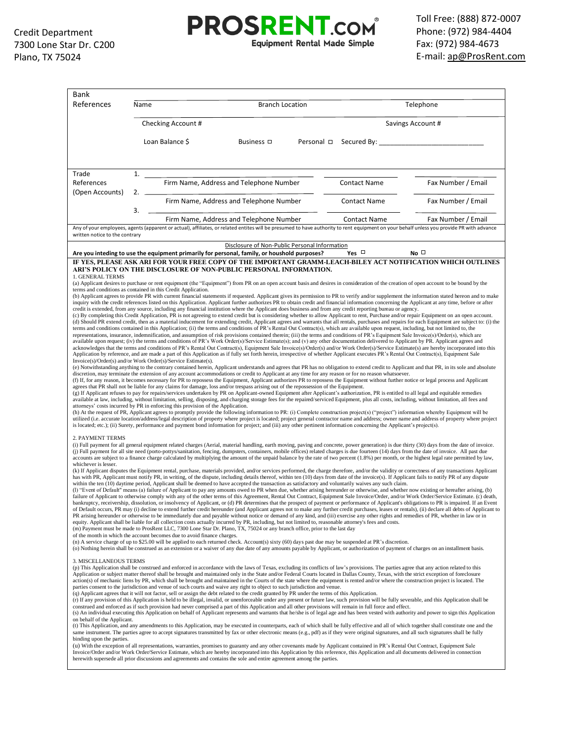Credit Department
7300 Lone Star Dr. C200
Plano, TX 75024

**PROSRENT.COM**
Equipment Rental Made Simple

Toll Free: (888) 872-0007
Phone: (972) 984-4404
Fax: (972) 984-4673
E-mail: ap@ProsRent.com

| | | | | | |
|---|---|---|---|---|---|
| Bank References | Name | | Branch Location | | Telephone |
| | Checking Account # | | | Savings Account # | |
| | Loan Balance $ | Business ☐ | Personal ☐ | Secured By: ___________________________ | |

| | | | |
|---|---|---|---|
| Trade References (Open Accounts) | 1. Firm Name, Address and Telephone Number | Contact Name | Fax Number / Email |
| | 2. Firm Name, Address and Telephone Number | Contact Name | Fax Number / Email |
| | 3. Firm Name, Address and Telephone Number | Contact Name | Fax Number / Email |

Any of your employees, agents (apparent or actual), affiliates, or related entites will be presumed to have authority to rent equipment on your behalf unless you provide PR with advance written notice to the contrary

Disclosure of Non-Public Personal Information

**Are you inteding to use the equipment primarily for personal, family, or houshold purposes?** **Yes ☐** **No ☐**

**IF YES, PLEASE ASK ARI FOR YOUR FREE COPY OF THE IMPORTANT GRAMM-LEACH-BILEY ACT NOTIFICATION WHICH OUTLINES ARI'S POLICY ON THE DISCLOSURE OF NON-PUBLIC PERSONAL INFORMATION.**

1. GENERAL TERMS

(a) Applicant desires to purchase or rent equipment (the "Equipment") from PR on an open account basis and desires in consideration of the creation of open account to be bound by the terms and conditions as contained in this Credit Application.

(b) Applicant agrees to provide PR with current financial statements if requested. Applicant gives its permission to PR to verify and/or supplement the information stated hereon and to make inquiry with the credit references listed on this Application. Applicant further authorizes PR to obtain credit and financial information concerning the Applicant at any time, before or after credit is extended, from any source, including any financial institution where the Applicant does business and from any credit reporting bureau or agency.

(c) By completing this Credit Application, PR is not agreeing to extend credit but is considering whether to allow Applicant to rent, Purchase and/or repair Equipment on an open account.

(d) Should PR extend credit, then as a material inducement for extending credit, Applicant agrees and warrants that all rentals, purchases and repairs for each Equipment are subject to: (i) the terms and conditions contained in this Application; (ii) the terms and conditions of PR's Rental Out Contract(s), which are available upon request, including, but not limited to, the representations, insurance, indemnification, and assumption of risk provisions contained therein; (iii) the terms and conditions of PR's Equipment Sale Invoice(s)/Order(s), which are available upon request; (iv) the terms and conditions of PR's Work Order(s)/Service Estimate(s); and (v) any other documentation delivered to Applicant by PR. Applicant agrees and acknowledges that the terms and conditions of PR's Rental Out Contract(s), Equipment Sale Invoice(s)/Order(s) and/or Work Order(s)/Service Estimate(s) are hereby incorporated into this Application by reference, and are made a part of this Application as if fully set forth herein, irrespective of whether Applicant executes PR's Rental Out Contract(s), Equipment Sale Invoice(s)/Order(s) and/or Work Order(s)/Service Estimate(s).

(e) Notwithstanding anything to the contrary contained herein, Applicant understands and agrees that PR has no obligation to extend credit to Applicant and that PR, in its sole and absolute discretion, may terminate the extension of any account accommodations or credit to Applicant at any time for any reason or for no reason whatsoever.

(f) If, for any reason, it becomes necessary for PR to repossess the Equipment, Applicant authorizes PR to repossess the Equipment without further notice or legal process and Applicant agrees that PR shall not be liable for any claims for damage, loss and/or trespass arising out of the repossession of the Equipment.

(g) If Applicant refuses to pay for repairs/services undertaken by PR on Applicant-owned Equipment after Applicant's authorization, PR is entitled to all legal and equitable remedies available at law, including, without limitation, selling, disposing, and charging storage fees for the repaired/serviced Equipment, plus all costs, including, without limitation, all fees and attorneys' costs incurred by PR in enforcing this provision of the Application.

(h) At the request of PR, Applicant agrees to promptly provide the following information to PR: (i) Complete construction project(s) ("project") information whereby Equipment will be utilized (i.e. accurate location/address/legal description of property where project is located; project general contractor name and address; owner name and address of property where project is located; etc.); (ii) Surety, performance and payment bond information for project; and (iii) any other pertinent information concerning the Applicant's project(s).

2. PAYMENT TERMS

(i) Full payment for all general equipment related charges (Aerial, material handling, earth moving, paving and concrete, power generation) is due thirty (30) days from the date of invoice.

(j) Full payment for all site need (porto-pottys/sanitation, fencing, dumpsters, containers, mobile offices) related charges is due fourteen (14) days from the date of invoice. All past due accounts are subject to a finance charge calculated by multiplying the amount of the unpaid balance by the rate of two percent (1.8%) per month, or the highest legal rate permitted by law, whichever is lesser.

(k) If Applicant disputes the Equipment rental, purchase, materials provided, and/or services performed, the charge therefore, and/or the validity or correctness of any transactions Applicant has with PR, Applicant must notify PR, in writing, of the dispute, including details thereof, within ten (10) days from date of the invoice(s). If Applicant fails to notify PR of any dispute within the ten (10) daytime period, Applicant shall be deemed to have accepted the transaction as satisfactory and voluntarily waives any such claim.

(l) "Event of Default" means (a) failure of Applicant to pay any amounts owed to PR when due, whether arising hereunder or otherwise, and whether now existing or hereafter arising, (b) failure of Applicant to otherwise comply with any of the other terms of this Agreement, Rental Out Contract, Equipment Sale Invoice/Order, and/or Work Order/Service Estimate. (c) death, bankruptcy, receivership, dissolution, or insolvency of Applicant, or (d) PR determines that the prospect of payment or performance of Applicant's obligations to PR is impaired. If an Event of Default occurs, PR may (i) decline to extend further credit hereunder (and Applicant agrees not to make any further credit purchases, leases or rentals), (ii) declare all debts of Applicant to PR arising hereunder or otherwise to be immediately due and payable without notice or demand of any kind, and (iii) exercise any other rights and remedies of PR, whether in law or in equity. Applicant shall be liable for all collection costs actually incurred by PR, including, but not limited to, reasonable attorney's fees and costs.

(m) Payment must be made to ProsRent LLC, 7300 Lone Star Dr. Plano, TX, 75024 or any branch office, prior to the last day of the month in which the account becomes due to avoid finance charges.

(n) A service charge of up to $25.00 will be applied to each returned check. Account(s) sixty (60) days past due may be suspended at PR's discretion.

(o) Nothing herein shall be construed as an extension or a waiver of any due date of any amounts payable by Applicant, or authorization of payment of charges on an installment basis.

3. MISCELLANEOUS TERMS

(p) This Application shall be construed and enforced in accordance with the laws of Texas, excluding its conflicts of law's provisions. The parties agree that any action related to this Application or subject matter thereof shall be brought and maintained only in the State and/or Federal Courts located in Dallas County, Texas, with the strict exception of foreclosure action(s) of mechanic liens by PR, which shall be brought and maintained in the Courts of the state where the equipment is rented and/or where the construction project is located. The parties consent to the jurisdiction and venue of such courts and waive any right to object to such jurisdiction and venue.

(q) Applicant agrees that it will not factor, sell or assign the debt related to the credit granted by PR under the terms of this Application.

(r) If any provision of this Application is held to be illegal, invalid, or unenforceable under any present or future law, such provision will be fully severable, and this Application shall be construed and enforced as if such provision had never comprised a part of this Application and all other provisions will remain in full force and effect.

(s) An individual executing this Application on behalf of Applicant represents and warrants that he/she is of legal age and has been vested with authority and power to sign this Application on behalf of the Applicant.

(t) This Application, and any amendments to this Application, may be executed in counterparts, each of which shall be fully effective and all of which together shall constitute one and the same instrument. The parties agree to accept signatures transmitted by fax or other electronic means (e.g., pdf) as if they were original signatures, and all such signatures shall be fully binding upon the parties.

(u) With the exception of all representations, warranties, promises to guaranty and any other covenants made by Applicant contained in PR's Rental Out Contract, Equipment Sale Invoice/Order and/or Work Order/Service Estimate, which are hereby incorporated into this Application by this reference, this Application and all documents delivered in connection herewith supersede all prior discussions and agreements and contains the sole and entire agreement among the parties.